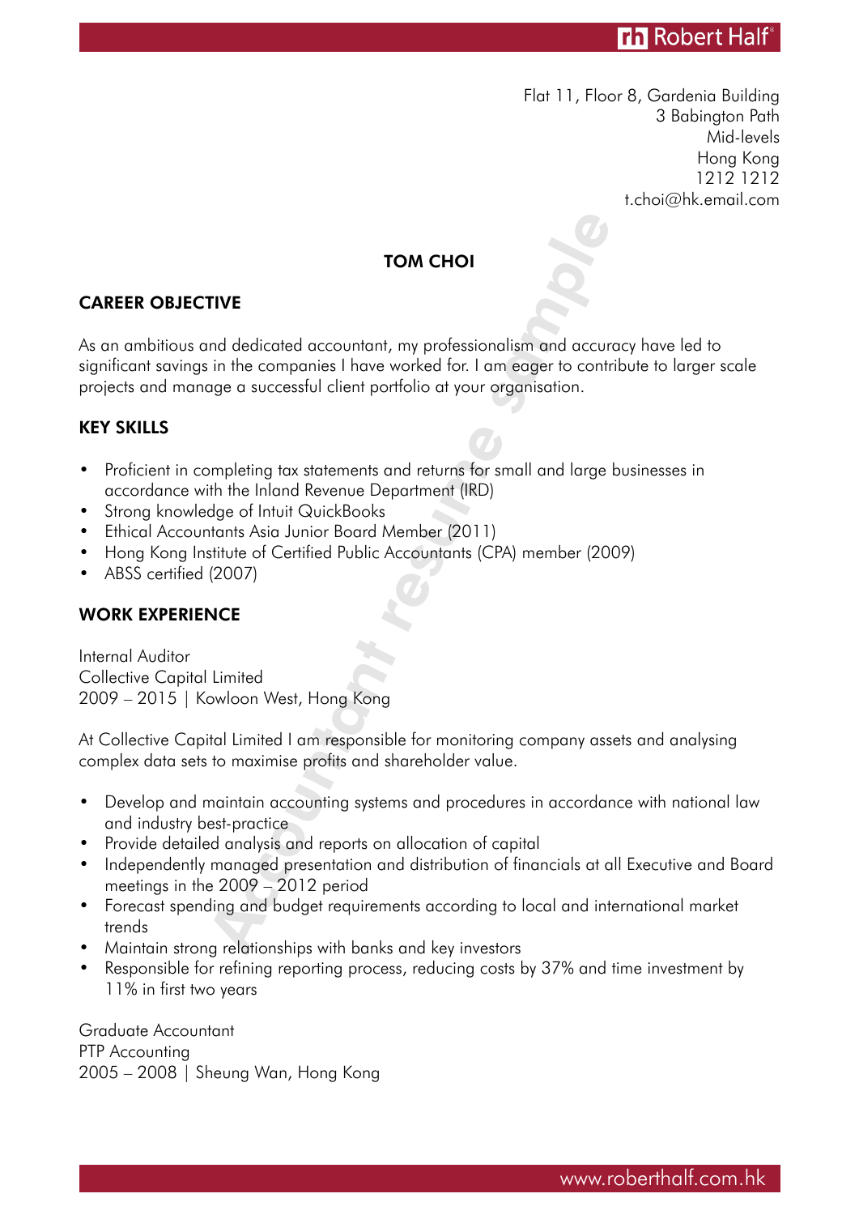Flat 11, Floor 8, Gardenia Building
3 Babington Path
Mid-levels
Hong Kong
1212 1212
t.choi@hk.email.com

# TOM CHOI

## CAREER OBJECTIVE

As an ambitious and dedicated accountant, my professionalism and accuracy have led to significant savings in the companies I have worked for. I am eager to contribute to larger scale projects and manage a successful client portfolio at your organisation.

## KEY SKILLS

- Proficient in completing tax statements and returns for small and large businesses in accordance with the Inland Revenue Department (IRD)
- Strong knowledge of Intuit QuickBooks
- Ethical Accountants Asia Junior Board Member (2011)
- Hong Kong Institute of Certified Public Accountants (CPA) member (2009)
- ABSS certified (2007)

## WORK EXPERIENCE

Internal Auditor
Collective Capital Limited
2009 – 2015 | Kowloon West, Hong Kong

At Collective Capital Limited I am responsible for monitoring company assets and analysing complex data sets to maximise profits and shareholder value.

- Develop and maintain accounting systems and procedures in accordance with national law and industry best-practice
- Provide detailed analysis and reports on allocation of capital
- Independently managed presentation and distribution of financials at all Executive and Board meetings in the 2009 – 2012 period
- Forecast spending and budget requirements according to local and international market trends
- Maintain strong relationships with banks and key investors
- Responsible for refining reporting process, reducing costs by 37% and time investment by 11% in first two years

Graduate Accountant
PTP Accounting
2005 – 2008 | Sheung Wan, Hong Kong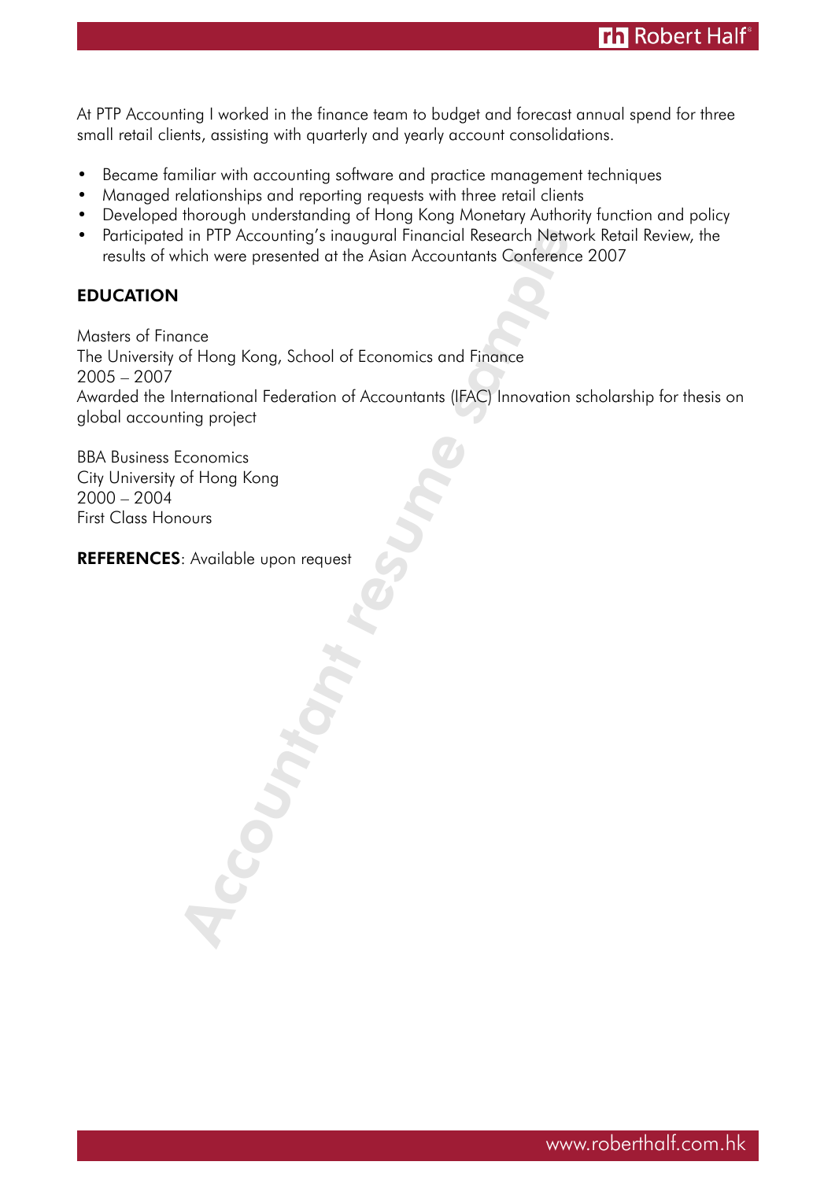At PTP Accounting I worked in the finance team to budget and forecast annual spend for three small retail clients, assisting with quarterly and yearly account consolidations.

- Became familiar with accounting software and practice management techniques
- Managed relationships and reporting requests with three retail clients
- Developed thorough understanding of Hong Kong Monetary Authority function and policy
- Participated in PTP Accounting's inaugural Financial Research Network Retail Review, the results of which were presented at the Asian Accountants Conference 2007

## EDUCATION

Masters of Finance
The University of Hong Kong, School of Economics and Finance
2005 – 2007
Awarded the International Federation of Accountants (IFAC) Innovation scholarship for thesis on global accounting project

BBA Business Economics
City University of Hong Kong
2000 – 2004
First Class Honours

**REFERENCES**: Available upon request